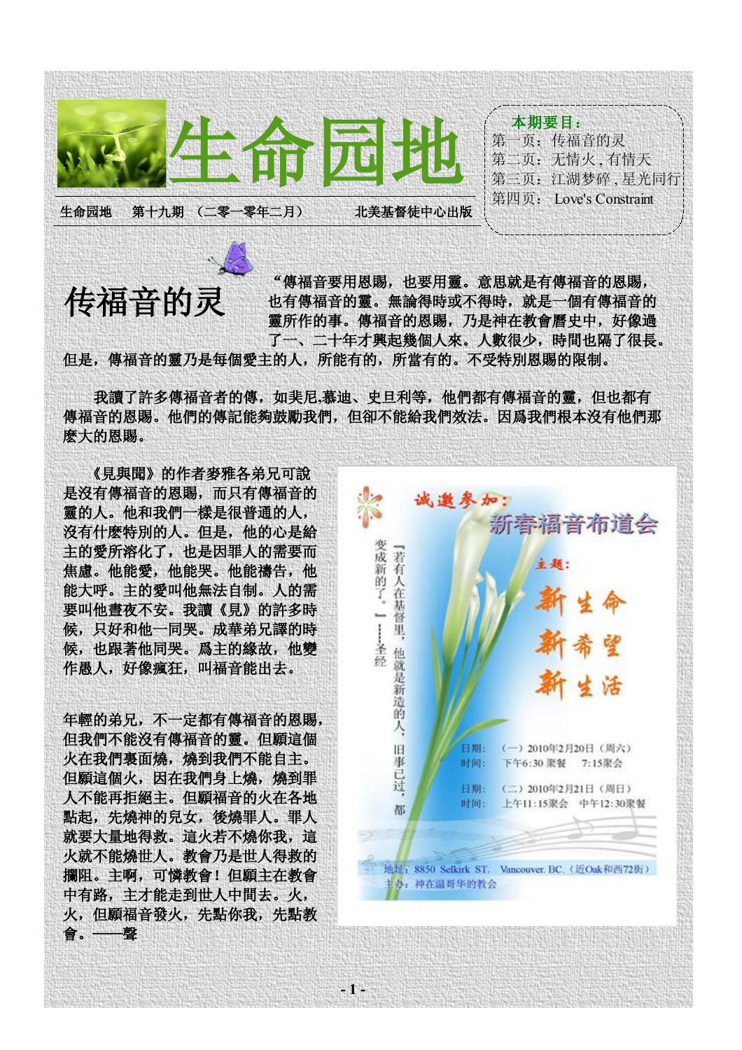# 生命园地

生命园地　第十九期　（二零一零年二月）　　北美基督徒中心出版

**本期要目：**

第一页：传福音的灵
第二页：无情火，有情天
第三页：江湖梦碎，星光同行
第四页：Love's Constraint

## 传福音的灵

"傳福音要用恩賜，也要用靈。意思就是有傳福音的恩賜，也有傳福音的靈。無論得時或不得時，就是一個有傳福音的靈所作的事。傳福音的恩賜，乃是神在教會曆史中，好像過了一、二十年才興起幾個人來。人數很少，時間也隔了很長。但是，傳福音的靈乃是每個愛主的人，所能有的，所當有的。不受特別恩賜的限制。

我讀了許多傳福音者的傳，如斐尼.慕迪、史旦利等，他們都有傳福音的靈，但也都有傳福音的恩賜。他們的傳記能夠鼓勵我們，但卻不能給我們效法。因爲我們根本沒有他們那麼大的恩賜。

《見與聞》的作者麥雅各弟兄可說是沒有傳福音的恩賜，而只有傳福音的靈的人。他和我們一樣是很普通的人，沒有什麼特別的人。但是，他的心是給主的愛所溶化了，也是因罪人的需要而焦慮。他能愛，他能哭。他能禱告，他能大呼。主的愛叫他無法自制。人的需要叫他晝夜不安。我讀《見》的許多時候，只好和他一同哭。成華弟兄譯的時候，也跟著他同哭。爲主的緣故，他變作愚人，好像瘋狂，叫福音能出去。

年輕的弟兄，不一定都有傳福音的恩賜，但我們不能沒有傳福音的靈。但願這個火在我們裏面燒，燒到我們不能自主。但願這個火，因在我們身上燒，燒到罪人不能再拒絕主。但願福音的火在各地點起，先燒神的兒女，後燒罪人。罪人就要大量地得救。這火若不燒你我，這火就不能燒世人。教會乃是世人得救的攔阻。主啊，可憐教會！但願主在教會中有路，主才能走到世人中間去。火，火，但願福音發火，先點你我，先點教會。——聲

---

**诚邀参加：新春福音布道会**

『若有人在基督里，他就是新造的人，旧事已过，都变成新的了。』——圣经

主题：

新生命
新希望
新生活

日期：（一）2010年2月20日（周六）
时间：下午6:30 聚餐　7:15聚会

日期：（二）2010年2月21日（周日）
时间：上午11:15聚会　中午12:30聚餐

地址：8850 Selkirk ST. Vancouver. BC.（近Oak和西72街）
主办：神在温哥华的教会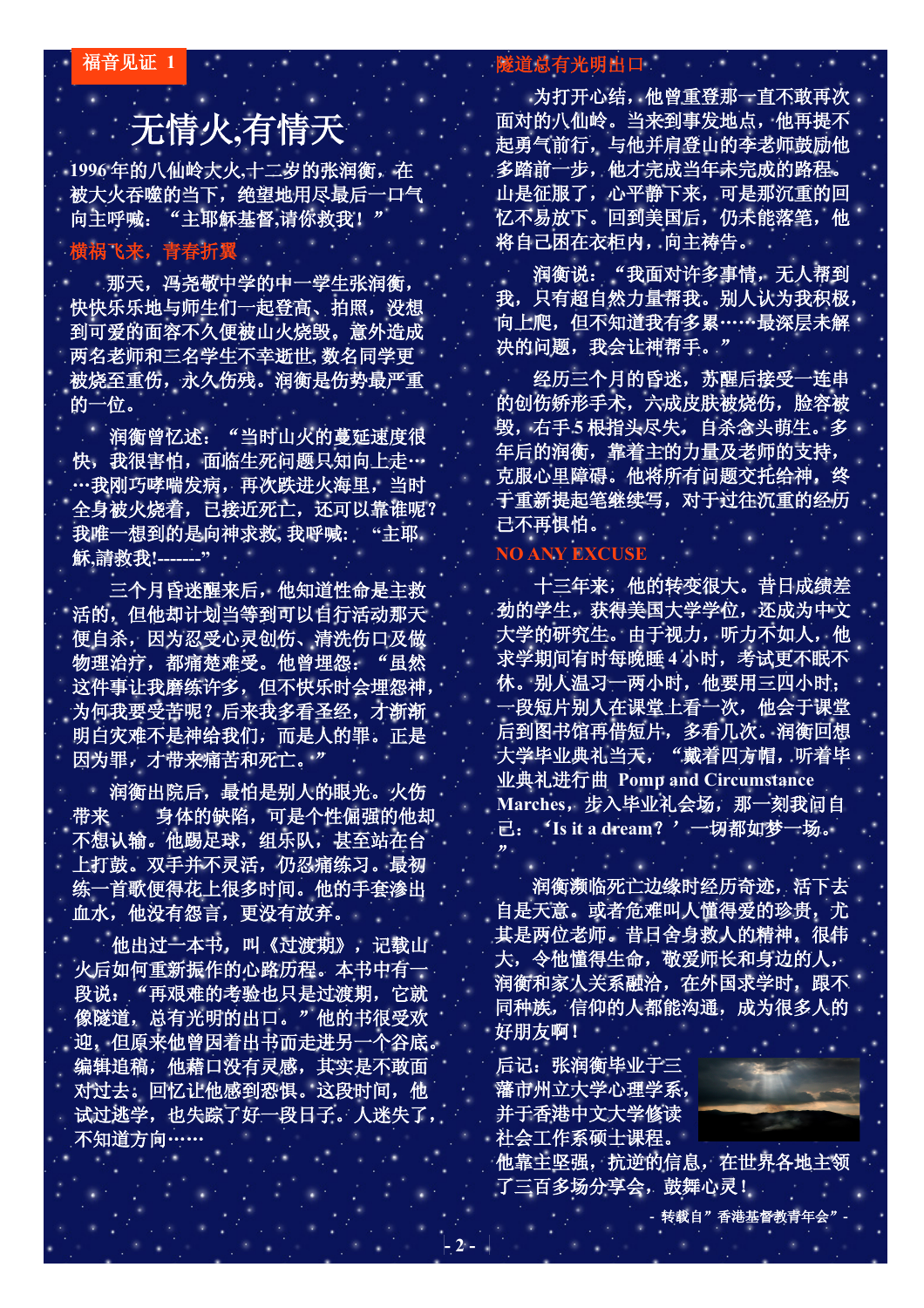福音见证 1

# 无情火,有情天

1996 年的八仙岭大火,十二岁的张润衡，在被大火吞噬的当下，绝望地用尽最后一口气向主呼喊：“主耶稣基督,请你救我！”

## 横祸飞来，青春折翼

那天，冯尧敬中学的中一学生张润衡，快快乐乐地与师生们一起登高、拍照，没想到可爱的面容不久便被山火烧毁。意外造成两名老师和三名学生不幸逝世,数名同学更被烧至重伤，永久伤残。润衡是伤势最严重的一位。

润衡曾忆述：“当时山火的蔓延速度很快，我很害怕，面临生死问题只知向上走……我刚巧哮喘发病，再次跌进火海里，当时全身被火烧着，已接近死亡，还可以靠谁呢?我唯一想到的是向神求救,我呼喊：“主耶稣,請救我!-------”

三个月昏迷醒来后，他知道性命是主救活的，但他却计划当等到可以自行活动那天便自杀，因为忍受心灵创伤、清洗伤口及做物理治疗，都痛楚难受。他曾埋怨：“虽然这件事让我磨练许多，但不快乐时会埋怨神，为何我要受苦呢？后来我多看圣经，才渐渐明白灾难不是神给我们，而是人的罪。正是因为罪，才带来痛苦和死亡。”

润衡出院后，最怕是别人的眼光。火伤带来　　身体的缺陷，可是个性倔强的他却不想认输。他踢足球，组乐队，甚至站在台上打鼓。双手并不灵活，仍忍痛练习。最初练一首歌便得花上很多时间。他的手套渗出血水，他没有怨言，更没有放弃。

他出过一本书，叫《过渡期》，记载山火后如何重新振作的心路历程。本书中有一段说：“再艰难的考验也只是过渡期，它就像隧道，总有光明的出口。”他的书很受欢迎，但原来他曾因着出书而走进另一个谷底。编辑追稿，他藉口没有灵感，其实是不敢面对过去。回忆让他感到恐惧。这段时间，他试过逃学，也失踪了好一段日子。人迷失了，不知道方向……

## 隧道总有光明出口

为打开心结，他曾重登那一直不敢再次面对的八仙岭。当来到事发地点，他再提不起勇气前行，与他并肩登山的李老师鼓励他多踏前一步，他才完成当年未完成的路程。山是征服了，心平静下来，可是那沉重的回忆不易放下。回到美国后，仍未能落笔，他将自己困在衣柜内，向主祷告。

润衡说：“我面对许多事情，无人帮到我，只有超自然力量帮我。别人认为我积极，向上爬，但不知道我有多累……最深层未解决的问题，我会让神帮手。”

经历三个月的昏迷，苏醒后接受一连串的创伤矫形手术，六成皮肤被烧伤，脸容被毁，右手 5 根指头尽失，自杀念头萌生。多年后的润衡，靠着主的力量及老师的支持，克服心里障碍。他将所有问题交托给神，终于重新提起笔继续写，对于过往沉重的经历已不再惧怕。

## NO ANY EXCUSE

十三年来，他的转变很大。昔日成绩差劲的学生，获得美国大学学位，还成为中文大学的研究生。由于视力，听力不如人，他求学期间有时每晚睡 4 小时，考试更不眠不休。别人温习一两小时，他要用三四小时；一段短片别人在课堂上看一次，他会于课堂后到图书馆再借短片，多看几次。润衡回想大学毕业典礼当天，“戴着四方帽，听着毕业典礼进行曲 Pomp and Circumstance Marches，步入毕业礼会场，那一刻我问自己：‘Is it a dream？’一切都如梦一场。”

润衡濒临死亡边缘时经历奇迹，活下去自是天意。或者危难叫人懂得爱的珍贵，尤其是两位老师。昔日舍身救人的精神，很伟大，令他懂得生命，敬爱师长和身边的人，润衡和家人关系融洽，在外国求学时，跟不同种族，信仰的人都能沟通，成为很多人的好朋友啊！

后记：张润衡毕业于三藩市州立大学心理学系，并于香港中文大学修读社会工作系硕士课程。他靠主坚强，抗逆的信息，在世界各地主领了三百多场分享会，鼓舞心灵！

- 转载自”香港基督教青年会”-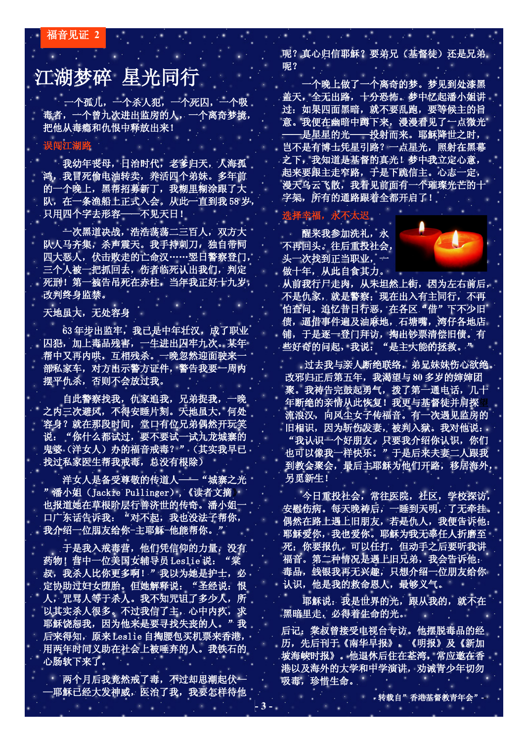福音见证 2

# 江湖梦碎 星光同行

一个孤儿，一个杀人犯，一个死囚，一个吸毒者，一个曾九次进出监房的人，一个离奇梦境，把他从毒瘾和仇恨中释放出来！

## 误闯江湖路

我幼年丧母，日治时代，老爹归天，人海孤鸿，我冒死偷电油转卖，养活四个弟妹。多年前的一个晚上，黑帮招募新丁，我糊里糊涂跟了大队，在一条渔船上正式入会。从此一直到我58岁，只用四个字去形容——不见天日！

一次黑道决战，浩浩荡荡二三百人，双方大队人马齐集，杀声震天。我手持刺刀，独自带同四大恶人，伏击败走的亡命汉……翌日警察登门，三个人被一把抓回去，伤者临死认出我们，判定死刑！第一被告吊死在赤柱，当年我正好十九岁，改判终身监禁。

## 天地虽大，无处容身

63年步出监牢，我已是中年壮汉，成了职业囚犯，加上毒品残害，一生进出囚牢九次。某年帮中又再内哄，互相残杀。一晚忽然迎面驶来一部私家车，对方出示警方证件，警告我要一周内摆平仇杀，否则不会放过我。

自此警察找我，仇家追我，兄弟捉我，一晚之内三次避风，不得安睡片刻。天地虽大，何处容身？就在那段时间，堂口有位兄弟偶然开玩笑说："你什么都试过，要不要试一试九龙城寨的鬼婆（洋女人）办的福音戒毒？"（其实我早已找过私家医生帮我戒毒，总没有根除）

洋女人是备受尊敬的传道人——"城寨之光"潘小姐（Jackie Pullinger），《读者文摘》也报道她在草根阶层行善济世的传奇。潘小姐一口广东话告诉我："对不起，我也没法子帮你，我介绍一位朋友给你-主耶稣-他能帮你。"

于是我入戒毒营，他们凭信仰的力量，没有药物！营中一位美国女辅导员Leslie说："棠叔，我杀人比你更多啊！"我以为她是护士，必定协助过妇女堕胎。但她解释说："圣经说：恨人，咒骂人等于杀人。我不知咒诅了多少人，所以其实杀人很多。不过我信了主，心中内疚，求耶稣饶恕我，因为他来是要寻找失丧的人。"我后来得知，原来Leslie自掏腰包买机票来香港，用两年时间义助在社会上被唾弃的人。我铁石的心肠软下来了。

两个月后我竟然戒了毒，不过却思潮起伏——耶稣已经大发神威，医治了我，我要怎样待他呢？真心归信耶稣？要弟兄（基督徒）还是兄弟呢？

一个晚上做了一个离奇的梦。梦见到处漆黑盖天，全无出路，十分恐怖。梦中忆起潘小姐讲过：如果四面黑暗，就不要乱跑，要等候主的旨意。我便在幽暗中蹲下来，漫漫看见了一点微光——是星星的光——投射而来。耶稣降世之时，岂不是有博士凭星引路？一点星光，照射在黑幕之下，我知道是基督的真光！梦中我立定心意，起来要跟主走窄路，于是下跪信主。心志一定，漫天乌云飞散，我看见前面有一个璀璨光芒的十字架，所有的通路跟着全都开启了！

## 选择幸福，永不太迟

醒来我参加洗礼，永不再回头。往后重投社会，头一次找到正当职业，一做十年，从此自食其力。从前我行尸走肉，从未坦然上街，因为左右前后，不是仇家，就是警察；现在出入有主同行，不再怕查问。追忆昔日行恶，在各区"借"下不少旧债，逼得事件遍及油麻地，石塘嘴，湾仔各地店铺，于是逐一登门拜访，掏出钞票清偿旧债。有些好奇的问起，我说："是主大能的拯救。"

过去我与亲人断绝联络，弟兄妹妹伤心欲绝。改邪归正后第五年，我渴望与80多岁的婶婶团聚。我祷告完鼓起勇气，拨了第一通电话，几十年断绝的亲情从此恢复！我更与基督徒并肩探望流浪汉，向风尘女子传福音。有一次遇见监房的旧相识，因为斩伤妻子，被判入狱。我对他说："我认识一个好朋友，只要我介绍你认识，你们也可以像我一样快乐。"于是后来夫妻二人跟我到教会聚会，最后主耶稣为他们开路，移居海外，另觅新生！

今日重投社会，常往医院，社区，学校探访，安慰伤病。每天晚祷后，一睡到天明，了无牵挂。偶然在路上遇上旧朋友，若是仇人，我便告诉他：耶稣爱你，我也爱你。耶稣为我无辜任人折磨至死；你要报仇，可以任打，但动手之后要听我讲福音。第二种情况是遇上旧兄弟，我会告诉他：毒品，钱银我再无兴趣，只想介绍一位朋友给你认识，他是我的救命恩人，最够义气。

耶稣说：我是世界的光，跟从我的，就不在黑暗里走，必得着生命的光。

后记：棠叔曾接受电视台专访。他摆脱毒品的经历，先后刊于《南华早报》、《明报》及《新加坡海峡时报》。他退休后住在荃湾，常应邀在香港以及海外的大学和中学演讲，劝诫青少年切勿吸毒，珍惜生命。

- 转载自"香港基督教青年会" -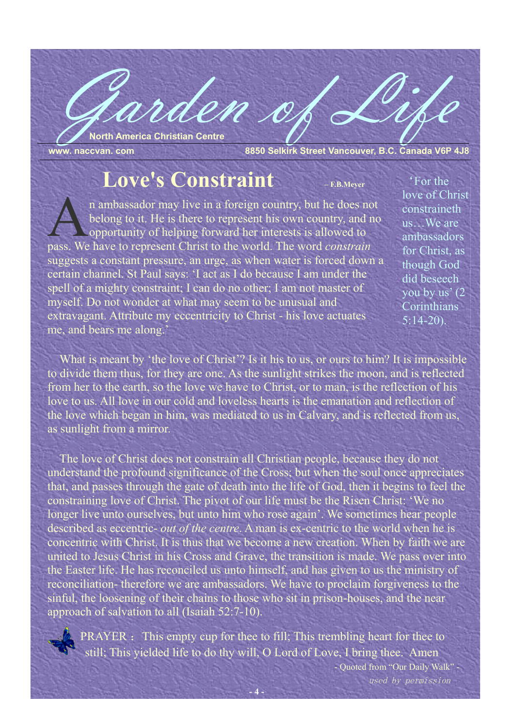# Garden of Life

**North America Christian Centre**

**www. naccvan. com** **8850 Selkirk Street Vancouver, B.C. Canada V6P 4J8**

## Love's Constraint

– F.B.Meyer

'For the love of Christ constraineth us…We are ambassadors for Christ, as though God did beseech you by us' (2 Corinthians 5:14-20).

An ambassador may live in a foreign country, but he does not belong to it. He is there to represent his own country, and no opportunity of helping forward her interests is allowed to pass. We have to represent Christ to the world. The word *constrain* suggests a constant pressure, an urge, as when water is forced down a certain channel. St Paul says: 'I act as I do because I am under the spell of a mighty constraint; I can do no other; I am not master of myself. Do not wonder at what may seem to be unusual and extravagant. Attribute my eccentricity to Christ - his love actuates me, and bears me along.'

What is meant by 'the love of Christ'? Is it his to us, or ours to him? It is impossible to divide them thus, for they are one. As the sunlight strikes the moon, and is reflected from her to the earth, so the love we have to Christ, or to man, is the reflection of his love to us. All love in our cold and loveless hearts is the emanation and reflection of the love which began in him, was mediated to us in Calvary, and is reflected from us, as sunlight from a mirror.

The love of Christ does not constrain all Christian people, because they do not understand the profound significance of the Cross; but when the soul once appreciates that, and passes through the gate of death into the life of God, then it begins to feel the constraining love of Christ. The pivot of our life must be the Risen Christ: 'We no longer live unto ourselves, but unto him who rose again'. We sometimes hear people described as eccentric- *out of the centre*. A man is ex-centric to the world when he is concentric with Christ. It is thus that we become a new creation. When by faith we are united to Jesus Christ in his Cross and Grave, the transition is made. We pass over into the Easter life. He has reconciled us unto himself, and has given to us the ministry of reconciliation- therefore we are ambassadors. We have to proclaim forgiveness to the sinful, the loosening of their chains to those who sit in prison-houses, and the near approach of salvation to all (Isaiah 52:7-10).

PRAYER： This empty cup for thee to fill; This trembling heart for thee to still; This yielded life to do thy will, O Lord of Love, I bring thee. Amen

- Quoted from "Our Daily Walk" -

*used by permission*